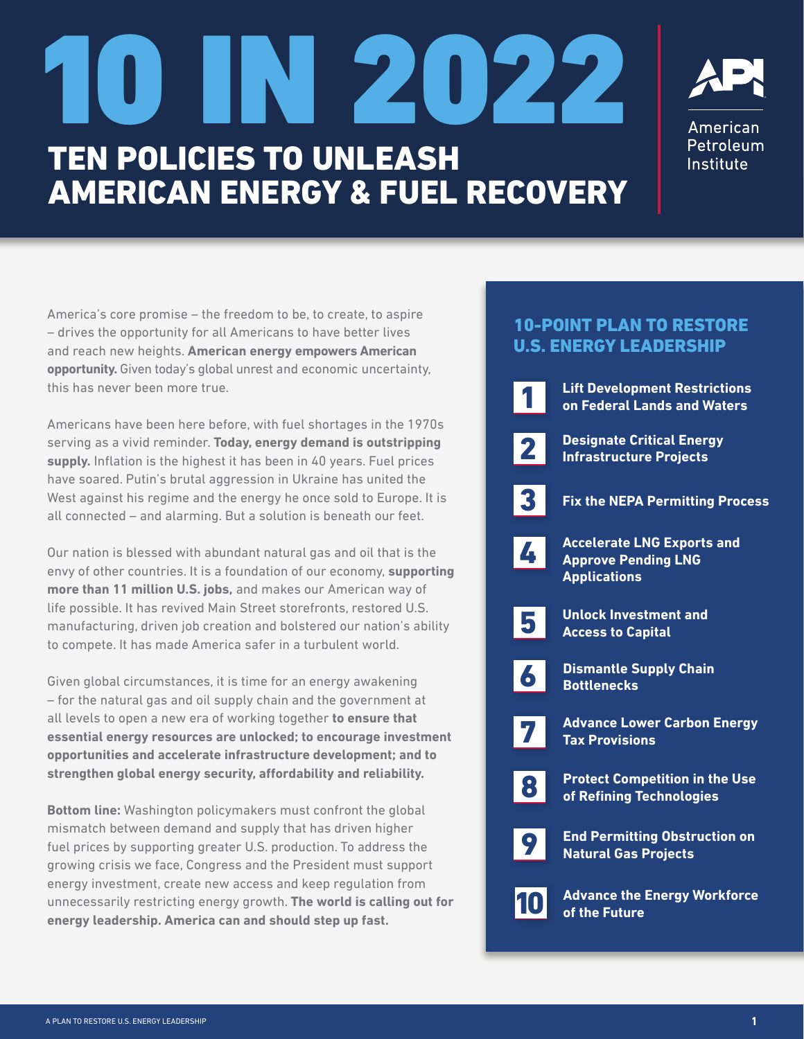# 10 IN 2022

## TEN POLICIES TO UNLEASH AMERICAN ENERGY & FUEL RECOVERY

American Petroleum Institute

America's core promise – the freedom to be, to create, to aspire – drives the opportunity for all Americans to have better lives and reach new heights. **American energy empowers American opportunity.** Given today's global unrest and economic uncertainty, this has never been more true.

Americans have been here before, with fuel shortages in the 1970s serving as a vivid reminder. **Today, energy demand is outstripping supply.** Inflation is the highest it has been in 40 years. Fuel prices have soared. Putin's brutal aggression in Ukraine has united the West against his regime and the energy he once sold to Europe. It is all connected – and alarming. But a solution is beneath our feet.

Our nation is blessed with abundant natural gas and oil that is the envy of other countries. It is a foundation of our economy, **supporting more than 11 million U.S. jobs,** and makes our American way of life possible. It has revived Main Street storefronts, restored U.S. manufacturing, driven job creation and bolstered our nation's ability to compete. It has made America safer in a turbulent world.

Given global circumstances, it is time for an energy awakening – for the natural gas and oil supply chain and the government at all levels to open a new era of working together **to ensure that essential energy resources are unlocked; to encourage investment opportunities and accelerate infrastructure development; and to strengthen global energy security, affordability and reliability.**

**Bottom line:** Washington policymakers must confront the global mismatch between demand and supply that has driven higher fuel prices by supporting greater U.S. production. To address the growing crisis we face, Congress and the President must support energy investment, create new access and keep regulation from unnecessarily restricting energy growth. **The world is calling out for energy leadership. America can and should step up fast.**

### 10-POINT PLAN TO RESTORE U.S. ENERGY LEADERSHIP

1. **Lift Development Restrictions on Federal Lands and Waters**
2. **Designate Critical Energy Infrastructure Projects**
3. **Fix the NEPA Permitting Process**
4. **Accelerate LNG Exports and Approve Pending LNG Applications**
5. **Unlock Investment and Access to Capital**
6. **Dismantle Supply Chain Bottlenecks**
7. **Advance Lower Carbon Energy Tax Provisions**
8. **Protect Competition in the Use of Refining Technologies**
9. **End Permitting Obstruction on Natural Gas Projects**
10. **Advance the Energy Workforce of the Future**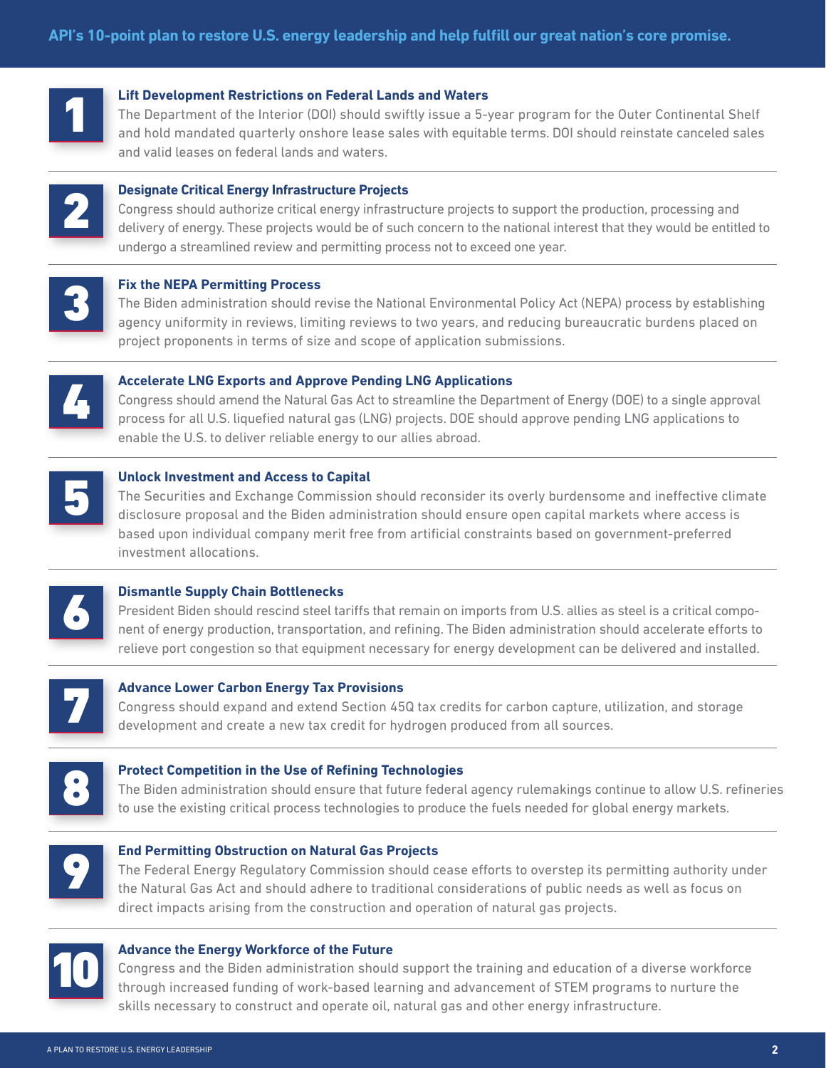## API's 10-point plan to restore U.S. energy leadership and help fulfill our great nation's core promise.

### 1 Lift Development Restrictions on Federal Lands and Waters

The Department of the Interior (DOI) should swiftly issue a 5-year program for the Outer Continental Shelf and hold mandated quarterly onshore lease sales with equitable terms. DOI should reinstate canceled sales and valid leases on federal lands and waters.

### 2 Designate Critical Energy Infrastructure Projects

Congress should authorize critical energy infrastructure projects to support the production, processing and delivery of energy. These projects would be of such concern to the national interest that they would be entitled to undergo a streamlined review and permitting process not to exceed one year.

### 3 Fix the NEPA Permitting Process

The Biden administration should revise the National Environmental Policy Act (NEPA) process by establishing agency uniformity in reviews, limiting reviews to two years, and reducing bureaucratic burdens placed on project proponents in terms of size and scope of application submissions.

### 4 Accelerate LNG Exports and Approve Pending LNG Applications

Congress should amend the Natural Gas Act to streamline the Department of Energy (DOE) to a single approval process for all U.S. liquefied natural gas (LNG) projects. DOE should approve pending LNG applications to enable the U.S. to deliver reliable energy to our allies abroad.

### 5 Unlock Investment and Access to Capital

The Securities and Exchange Commission should reconsider its overly burdensome and ineffective climate disclosure proposal and the Biden administration should ensure open capital markets where access is based upon individual company merit free from artificial constraints based on government-preferred investment allocations.

### 6 Dismantle Supply Chain Bottlenecks

President Biden should rescind steel tariffs that remain on imports from U.S. allies as steel is a critical component of energy production, transportation, and refining. The Biden administration should accelerate efforts to relieve port congestion so that equipment necessary for energy development can be delivered and installed.

### 7 Advance Lower Carbon Energy Tax Provisions

Congress should expand and extend Section 45Q tax credits for carbon capture, utilization, and storage development and create a new tax credit for hydrogen produced from all sources.

### 8 Protect Competition in the Use of Refining Technologies

The Biden administration should ensure that future federal agency rulemakings continue to allow U.S. refineries to use the existing critical process technologies to produce the fuels needed for global energy markets.

### 9 End Permitting Obstruction on Natural Gas Projects

The Federal Energy Regulatory Commission should cease efforts to overstep its permitting authority under the Natural Gas Act and should adhere to traditional considerations of public needs as well as focus on direct impacts arising from the construction and operation of natural gas projects.

### 10 Advance the Energy Workforce of the Future

Congress and the Biden administration should support the training and education of a diverse workforce through increased funding of work-based learning and advancement of STEM programs to nurture the skills necessary to construct and operate oil, natural gas and other energy infrastructure.